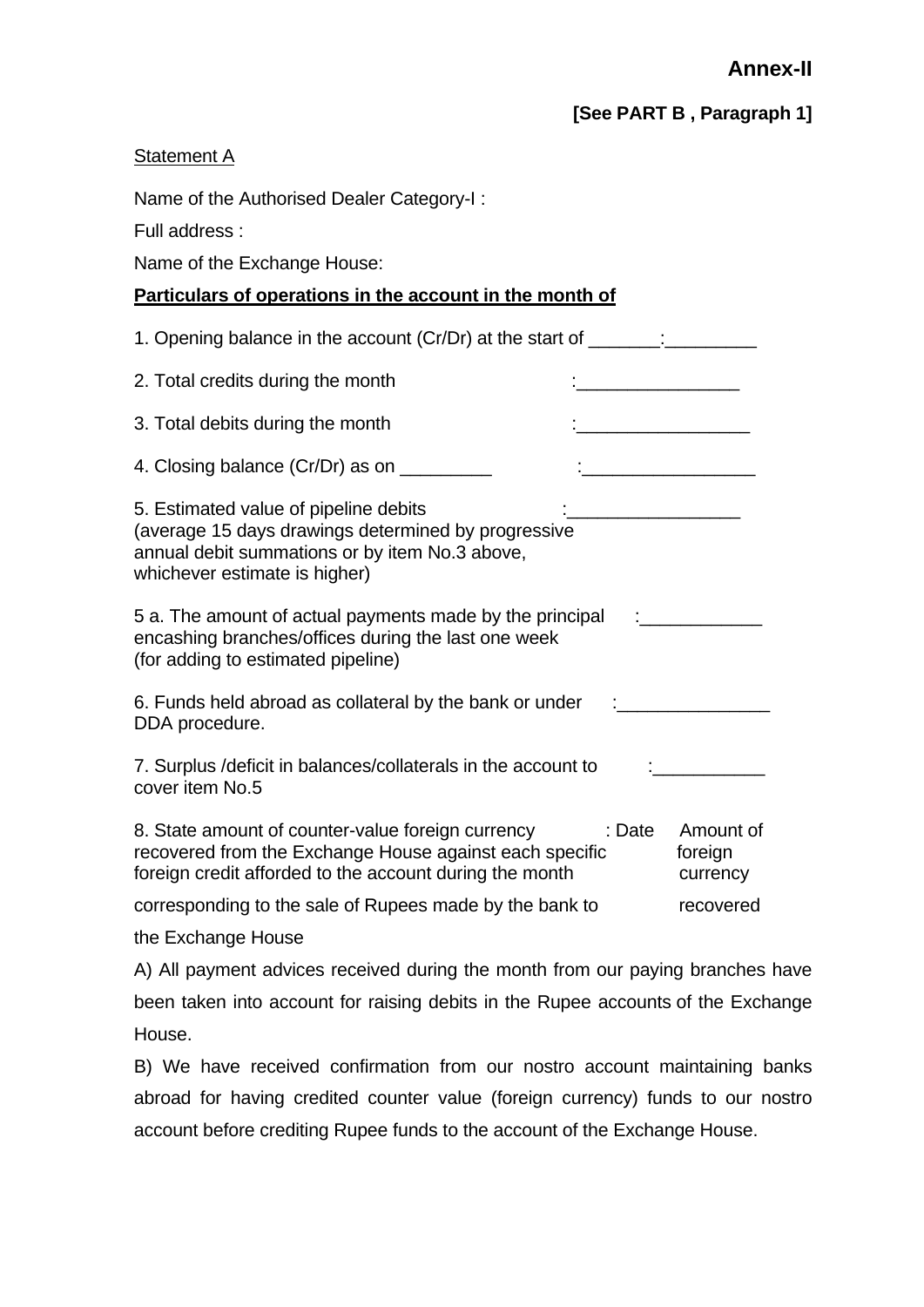**Annex-II**

**[See PART B , Paragraph 1]**

Statement A

Name of the Authorised Dealer Category-I :

Full address :

Name of the Exchange House:

**Particulars of operations in the account in the month of**

1. Opening balance in the account (Cr/Dr) at the start of _______:_________

2. Total credits during the month :________________

3. Total debits during the month :_________________

4. Closing balance (Cr/Dr) as on _________ :_________________

5. Estimated value of pipeline debits :_________________
(average 15 days drawings determined by progressive annual debit summations or by item No.3 above, whichever estimate is higher)

5 a. The amount of actual payments made by the principal encashing branches/offices during the last one week (for adding to estimated pipeline) :____________

6. Funds held abroad as collateral by the bank or under DDA procedure. :_______________

7. Surplus /deficit in balances/collaterals in the account to cover item No.5 :___________

8. State amount of counter-value foreign currency recovered from the Exchange House against each specific foreign credit afforded to the account during the month corresponding to the sale of Rupees made by the bank to the Exchange House : Date Amount of foreign currency recovered

A) All payment advices received during the month from our paying branches have been taken into account for raising debits in the Rupee accounts of the Exchange House.

B) We have received confirmation from our nostro account maintaining banks abroad for having credited counter value (foreign currency) funds to our nostro account before crediting Rupee funds to the account of the Exchange House.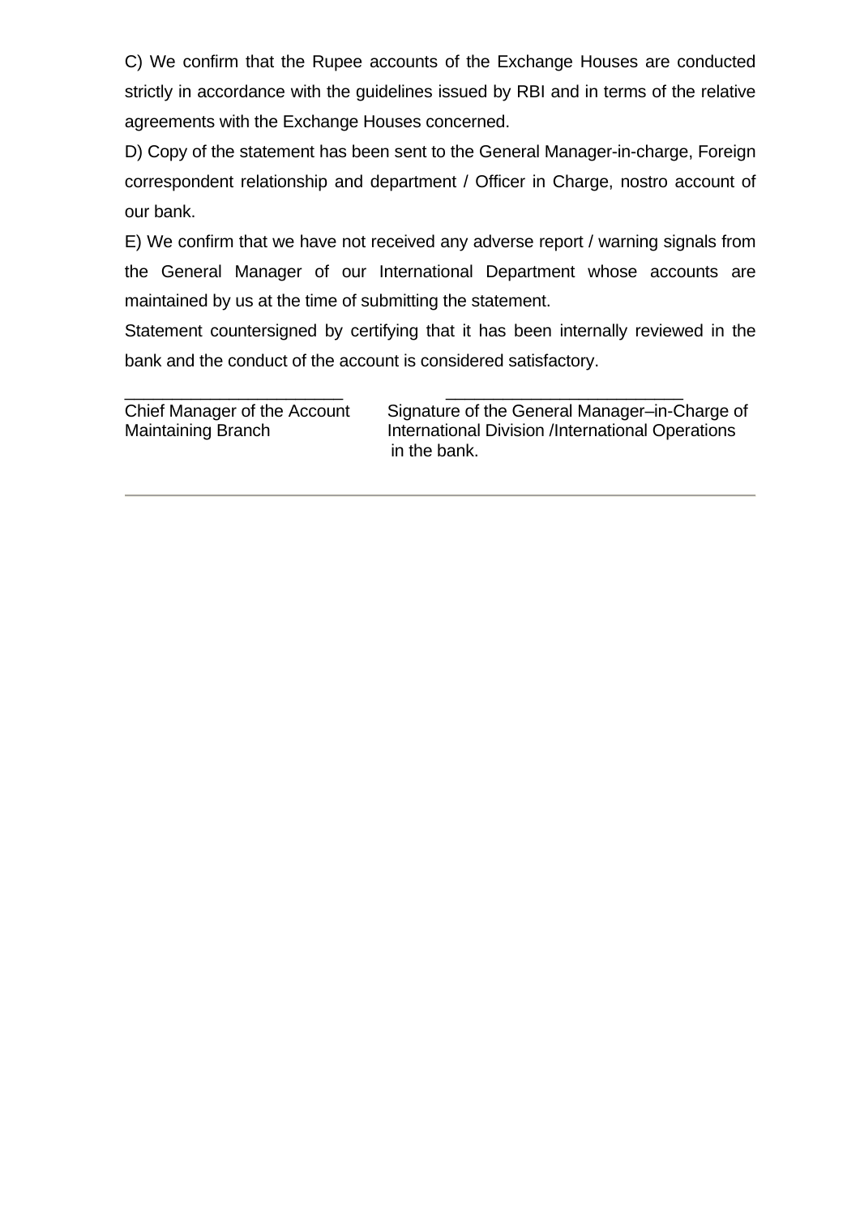C) We confirm that the Rupee accounts of the Exchange Houses are conducted strictly in accordance with the guidelines issued by RBI and in terms of the relative agreements with the Exchange Houses concerned.

D) Copy of the statement has been sent to the General Manager-in-charge, Foreign correspondent relationship and department / Officer in Charge, nostro account of our bank.

E) We confirm that we have not received any adverse report / warning signals from the General Manager of our International Department whose accounts are maintained by us at the time of submitting the statement.

Statement countersigned by certifying that it has been internally reviewed in the bank and the conduct of the account is considered satisfactory.

| | |
|---|---|
| _______________________ | _________________________ |
| Chief Manager of the Account Maintaining Branch | Signature of the General Manager–in-Charge of International Division /International Operations in the bank. |

---